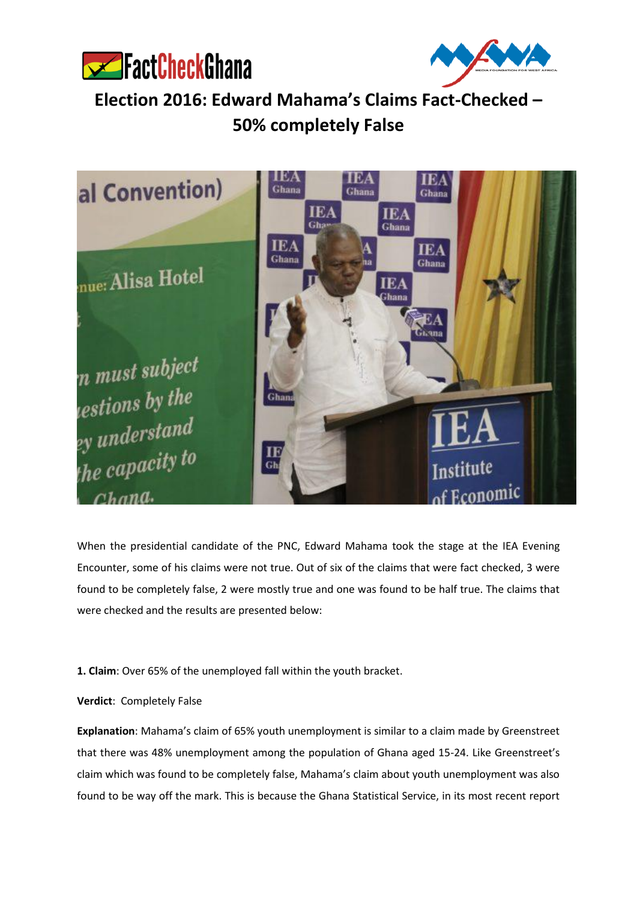# Election 2016: Edward Mahama's Claims Fact-Checked – 50% completely False

When the presidential candidate of the PNC, Edward Mahama took the stage at the IEA Evening Encounter, some of his claims were not true. Out of six of the claims that were fact checked, 3 were found to be completely false, 2 were mostly true and one was found to be half true. The claims that were checked and the results are presented below:

**1. Claim**: Over 65% of the unemployed fall within the youth bracket.

**Verdict**: Completely False

**Explanation**: Mahama's claim of 65% youth unemployment is similar to a claim made by Greenstreet that there was 48% unemployment among the population of Ghana aged 15-24. Like Greenstreet's claim which was found to be completely false, Mahama's claim about youth unemployment was also found to be way off the mark. This is because the Ghana Statistical Service, in its most recent report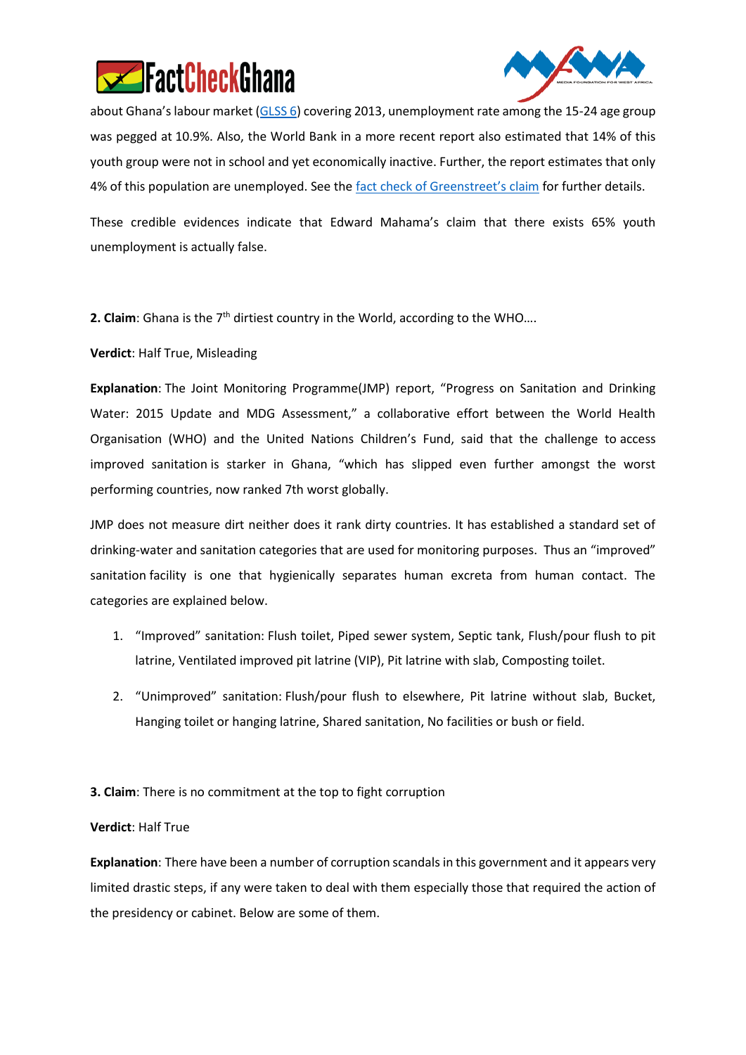about Ghana's labour market (GLSS 6) covering 2013, unemployment rate among the 15-24 age group was pegged at 10.9%. Also, the World Bank in a more recent report also estimated that 14% of this youth group were not in school and yet economically inactive. Further, the report estimates that only 4% of this population are unemployed. See the fact check of Greenstreet's claim for further details.

These credible evidences indicate that Edward Mahama's claim that there exists 65% youth unemployment is actually false.

**2. Claim**: Ghana is the 7th dirtiest country in the World, according to the WHO….

**Verdict**: Half True, Misleading

**Explanation**: The Joint Monitoring Programme(JMP) report, "Progress on Sanitation and Drinking Water: 2015 Update and MDG Assessment," a collaborative effort between the World Health Organisation (WHO) and the United Nations Children's Fund, said that the challenge to access improved sanitation is starker in Ghana, "which has slipped even further amongst the worst performing countries, now ranked 7th worst globally.

JMP does not measure dirt neither does it rank dirty countries. It has established a standard set of drinking-water and sanitation categories that are used for monitoring purposes. Thus an "improved" sanitation facility is one that hygienically separates human excreta from human contact. The categories are explained below.

1. "Improved" sanitation: Flush toilet, Piped sewer system, Septic tank, Flush/pour flush to pit latrine, Ventilated improved pit latrine (VIP), Pit latrine with slab, Composting toilet.
2. "Unimproved" sanitation: Flush/pour flush to elsewhere, Pit latrine without slab, Bucket, Hanging toilet or hanging latrine, Shared sanitation, No facilities or bush or field.

**3. Claim**: There is no commitment at the top to fight corruption

**Verdict**: Half True

**Explanation**: There have been a number of corruption scandals in this government and it appears very limited drastic steps, if any were taken to deal with them especially those that required the action of the presidency or cabinet. Below are some of them.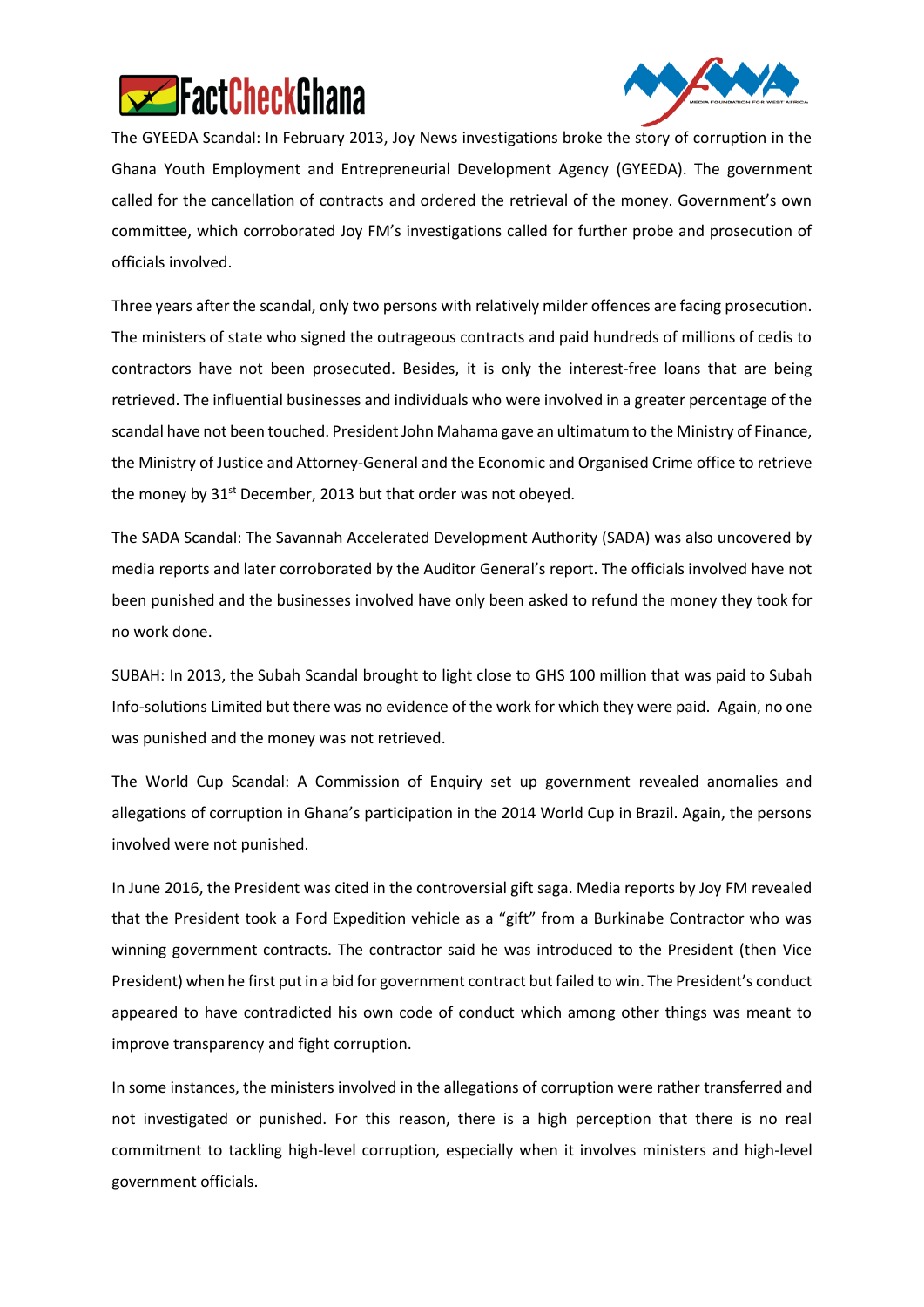The GYEEDA Scandal: In February 2013, Joy News investigations broke the story of corruption in the Ghana Youth Employment and Entrepreneurial Development Agency (GYEEDA). The government called for the cancellation of contracts and ordered the retrieval of the money. Government's own committee, which corroborated Joy FM's investigations called for further probe and prosecution of officials involved.

Three years after the scandal, only two persons with relatively milder offences are facing prosecution. The ministers of state who signed the outrageous contracts and paid hundreds of millions of cedis to contractors have not been prosecuted. Besides, it is only the interest-free loans that are being retrieved. The influential businesses and individuals who were involved in a greater percentage of the scandal have not been touched. President John Mahama gave an ultimatum to the Ministry of Finance, the Ministry of Justice and Attorney-General and the Economic and Organised Crime office to retrieve the money by 31st December, 2013 but that order was not obeyed.

The SADA Scandal: The Savannah Accelerated Development Authority (SADA) was also uncovered by media reports and later corroborated by the Auditor General's report. The officials involved have not been punished and the businesses involved have only been asked to refund the money they took for no work done.

SUBAH: In 2013, the Subah Scandal brought to light close to GHS 100 million that was paid to Subah Info-solutions Limited but there was no evidence of the work for which they were paid. Again, no one was punished and the money was not retrieved.

The World Cup Scandal: A Commission of Enquiry set up government revealed anomalies and allegations of corruption in Ghana's participation in the 2014 World Cup in Brazil. Again, the persons involved were not punished.

In June 2016, the President was cited in the controversial gift saga. Media reports by Joy FM revealed that the President took a Ford Expedition vehicle as a "gift" from a Burkinabe Contractor who was winning government contracts. The contractor said he was introduced to the President (then Vice President) when he first put in a bid for government contract but failed to win. The President's conduct appeared to have contradicted his own code of conduct which among other things was meant to improve transparency and fight corruption.

In some instances, the ministers involved in the allegations of corruption were rather transferred and not investigated or punished. For this reason, there is a high perception that there is no real commitment to tackling high-level corruption, especially when it involves ministers and high-level government officials.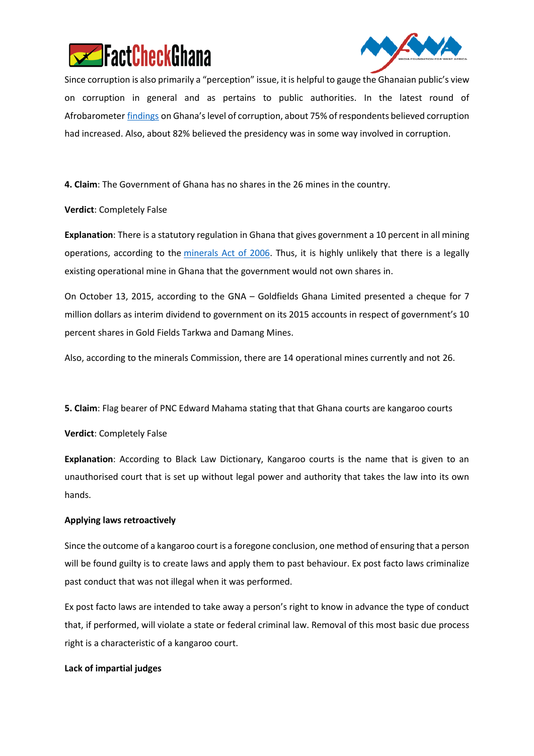Since corruption is also primarily a "perception" issue, it is helpful to gauge the Ghanaian public's view on corruption in general and as pertains to public authorities. In the latest round of Afrobarometer findings on Ghana's level of corruption, about 75% of respondents believed corruption had increased. Also, about 82% believed the presidency was in some way involved in corruption.

**4. Claim**: The Government of Ghana has no shares in the 26 mines in the country.

**Verdict**: Completely False

**Explanation**: There is a statutory regulation in Ghana that gives government a 10 percent in all mining operations, according to the minerals Act of 2006. Thus, it is highly unlikely that there is a legally existing operational mine in Ghana that the government would not own shares in.

On October 13, 2015, according to the GNA – Goldfields Ghana Limited presented a cheque for 7 million dollars as interim dividend to government on its 2015 accounts in respect of government's 10 percent shares in Gold Fields Tarkwa and Damang Mines.

Also, according to the minerals Commission, there are 14 operational mines currently and not 26.

**5. Claim**: Flag bearer of PNC Edward Mahama stating that that Ghana courts are kangaroo courts

**Verdict**: Completely False

**Explanation**: According to Black Law Dictionary, Kangaroo courts is the name that is given to an unauthorised court that is set up without legal power and authority that takes the law into its own hands.

**Applying laws retroactively**

Since the outcome of a kangaroo court is a foregone conclusion, one method of ensuring that a person will be found guilty is to create laws and apply them to past behaviour. Ex post facto laws criminalize past conduct that was not illegal when it was performed.

Ex post facto laws are intended to take away a person's right to know in advance the type of conduct that, if performed, will violate a state or federal criminal law. Removal of this most basic due process right is a characteristic of a kangaroo court.

**Lack of impartial judges**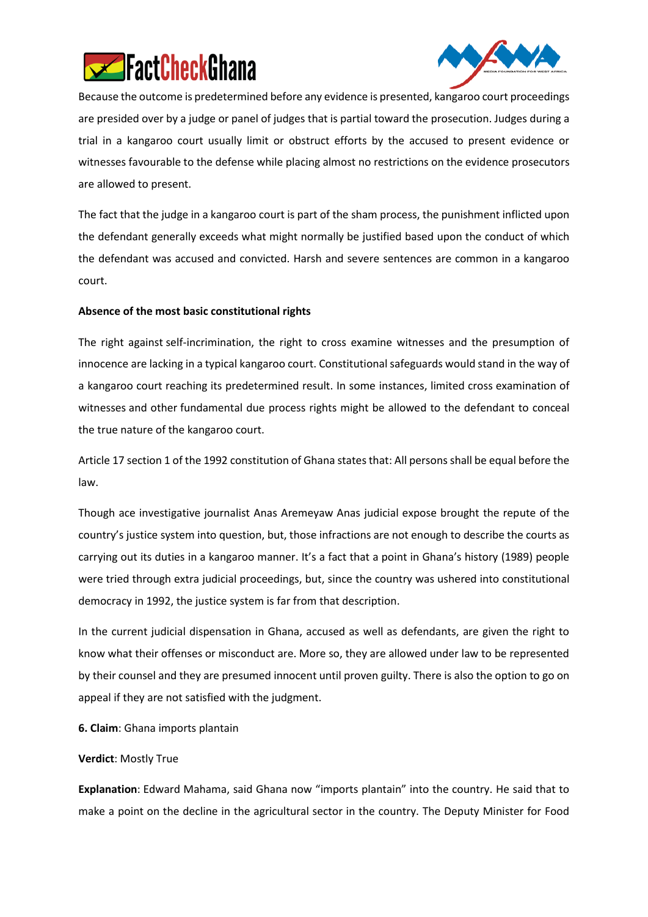Because the outcome is predetermined before any evidence is presented, kangaroo court proceedings are presided over by a judge or panel of judges that is partial toward the prosecution. Judges during a trial in a kangaroo court usually limit or obstruct efforts by the accused to present evidence or witnesses favourable to the defense while placing almost no restrictions on the evidence prosecutors are allowed to present.

The fact that the judge in a kangaroo court is part of the sham process, the punishment inflicted upon the defendant generally exceeds what might normally be justified based upon the conduct of which the defendant was accused and convicted. Harsh and severe sentences are common in a kangaroo court.

**Absence of the most basic constitutional rights**

The right against self-incrimination, the right to cross examine witnesses and the presumption of innocence are lacking in a typical kangaroo court. Constitutional safeguards would stand in the way of a kangaroo court reaching its predetermined result. In some instances, limited cross examination of witnesses and other fundamental due process rights might be allowed to the defendant to conceal the true nature of the kangaroo court.

Article 17 section 1 of the 1992 constitution of Ghana states that: All persons shall be equal before the law.

Though ace investigative journalist Anas Aremeyaw Anas judicial expose brought the repute of the country's justice system into question, but, those infractions are not enough to describe the courts as carrying out its duties in a kangaroo manner. It's a fact that a point in Ghana's history (1989) people were tried through extra judicial proceedings, but, since the country was ushered into constitutional democracy in 1992, the justice system is far from that description.

In the current judicial dispensation in Ghana, accused as well as defendants, are given the right to know what their offenses or misconduct are. More so, they are allowed under law to be represented by their counsel and they are presumed innocent until proven guilty. There is also the option to go on appeal if they are not satisfied with the judgment.

**6. Claim**: Ghana imports plantain

**Verdict**: Mostly True

**Explanation**: Edward Mahama, said Ghana now "imports plantain" into the country. He said that to make a point on the decline in the agricultural sector in the country. The Deputy Minister for Food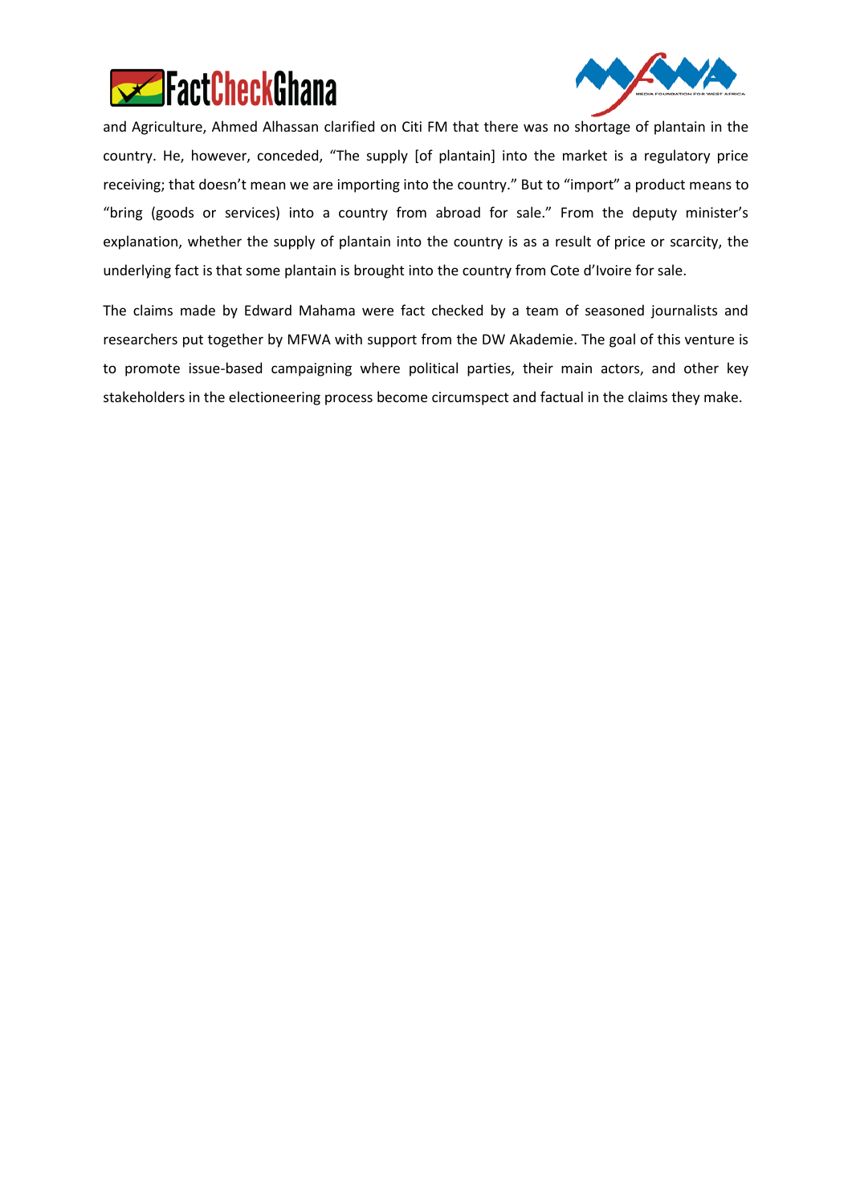and Agriculture, Ahmed Alhassan clarified on Citi FM that there was no shortage of plantain in the country. He, however, conceded, "The supply [of plantain] into the market is a regulatory price receiving; that doesn't mean we are importing into the country." But to "import" a product means to "bring (goods or services) into a country from abroad for sale." From the deputy minister's explanation, whether the supply of plantain into the country is as a result of price or scarcity, the underlying fact is that some plantain is brought into the country from Cote d'Ivoire for sale.

The claims made by Edward Mahama were fact checked by a team of seasoned journalists and researchers put together by MFWA with support from the DW Akademie. The goal of this venture is to promote issue-based campaigning where political parties, their main actors, and other key stakeholders in the electioneering process become circumspect and factual in the claims they make.